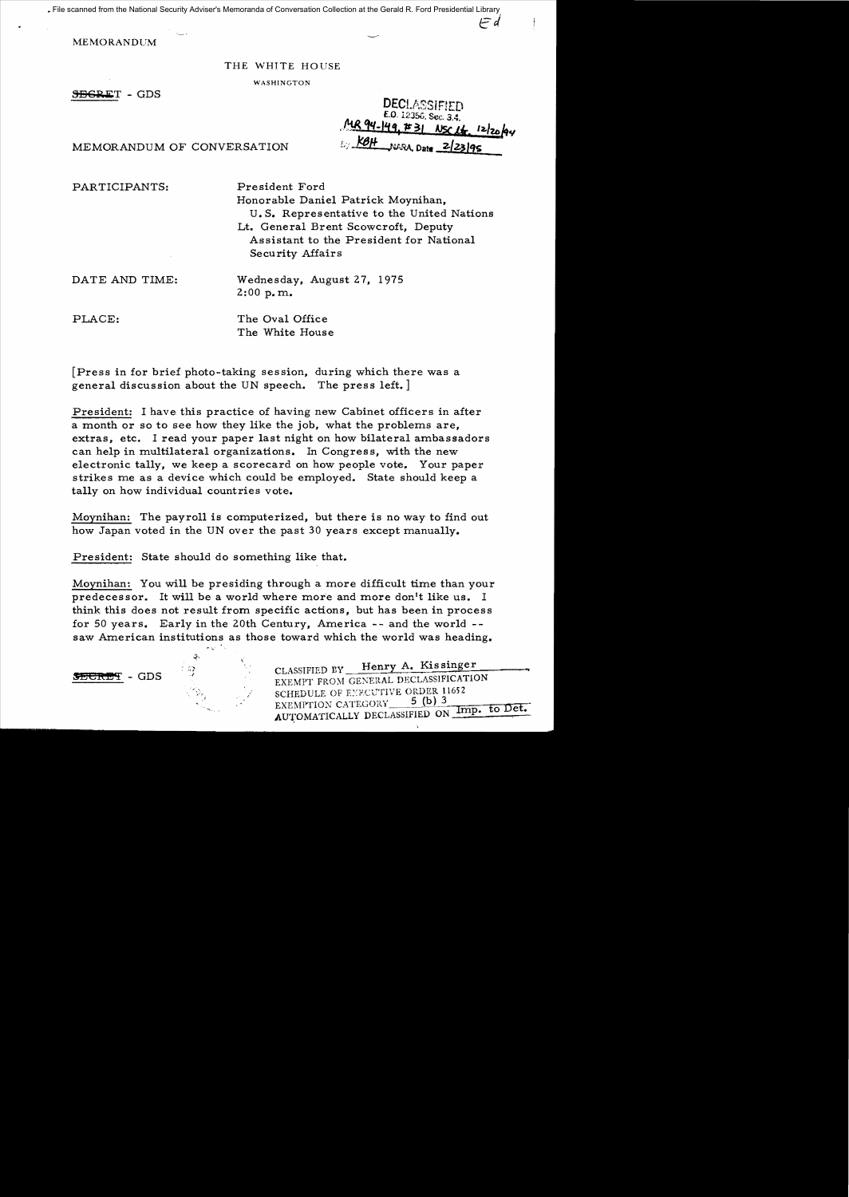File scanned from the National Security Adviser's Memoranda of Conversation Collection at the Gerald R. Ford Presidential Library

MEMORANDUM

THE WHITE HOUSE

WASHINGTON

~~SECRET~~ - GDS

DECLASSIFIED
E.O. 12356, Sec. 3.4.
MR 94-149, #31 NSC ltr 12/20/94
By KBH NARA, Date 2/23/95

MEMORANDUM OF CONVERSATION

PARTICIPANTS: President Ford
Honorable Daniel Patrick Moynihan, U.S. Representative to the United Nations
Lt. General Brent Scowcroft, Deputy Assistant to the President for National Security Affairs

DATE AND TIME: Wednesday, August 27, 1975
2:00 p.m.

PLACE: The Oval Office
The White House

[Press in for brief photo-taking session, during which there was a general discussion about the UN speech. The press left.]

President: I have this practice of having new Cabinet officers in after a month or so to see how they like the job, what the problems are, extras, etc. I read your paper last night on how bilateral ambassadors can help in multilateral organizations. In Congress, with the new electronic tally, we keep a scorecard on how people vote. Your paper strikes me as a device which could be employed. State should keep a tally on how individual countries vote.

Moynihan: The payroll is computerized, but there is no way to find out how Japan voted in the UN over the past 30 years except manually.

President: State should do something like that.

Moynihan: You will be presiding through a more difficult time than your predecessor. It will be a world where more and more don't like us. I think this does not result from specific actions, but has been in process for 50 years. Early in the 20th Century, America -- and the world -- saw American institutions as those toward which the world was heading.

~~SECRET~~ - GDS

CLASSIFIED BY Henry A. Kissinger
EXEMPT FROM GENERAL DECLASSIFICATION
SCHEDULE OF EXECUTIVE ORDER 11652
EXEMPTION CATEGORY 5 (b) 3
AUTOMATICALLY DECLASSIFIED ON Imp. to Det.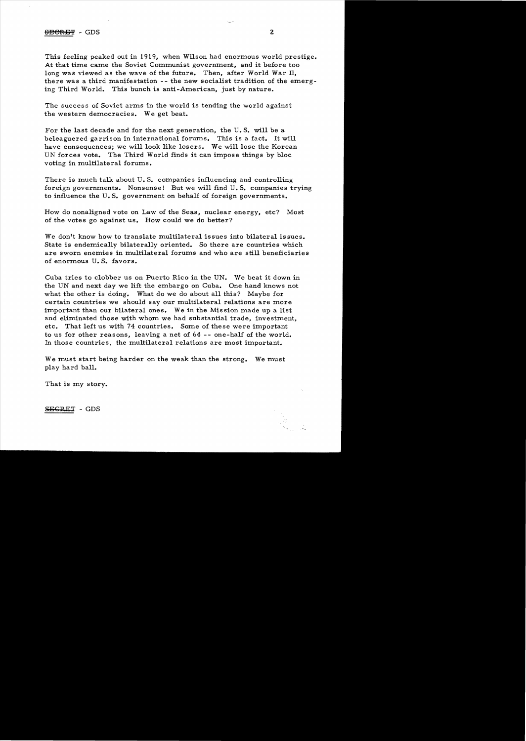This feeling peaked out in 1919, when Wilson had enormous world prestige. At that time came the Soviet Communist government, and it before too long was viewed as the wave of the future. Then, after World War II, there was a third manifestation -- the new socialist tradition of the emerging Third World. This bunch is anti-American, just by nature.

The success of Soviet arms in the world is tending the world against the western democracies. We get beat.

For the last decade and for the next generation, the U.S. will be a beleaguered garrison in international forums. This is a fact. It will have consequences; we will look like losers. We will lose the Korean UN forces vote. The Third World finds it can impose things by bloc voting in multilateral forums.

There is much talk about U.S. companies influencing and controlling foreign governments. Nonsense! But we will find U.S. companies trying to influence the U.S. government on behalf of foreign governments.

How do nonaligned vote on Law of the Seas, nuclear energy, etc? Most of the votes go against us. How could we do better?

We don't know how to translate multilateral issues into bilateral issues. State is endemically bilaterally oriented. So there are countries which are sworn enemies in multilateral forums and who are still beneficiaries of enormous U.S. favors.

Cuba tries to clobber us on Puerto Rico in the UN. We beat it down in the UN and next day we lift the embargo on Cuba. One hand knows not what the other is doing. What do we do about all this? Maybe for certain countries we should say our multilateral relations are more important than our bilateral ones. We in the Mission made up a list and eliminated those with whom we had substantial trade, investment, etc. That left us with 74 countries. Some of these were important to us for other reasons, leaving a net of 64 -- one-half of the world. In those countries, the multilateral relations are most important.

We must start being harder on the weak than the strong. We must play hard ball.

That is my story.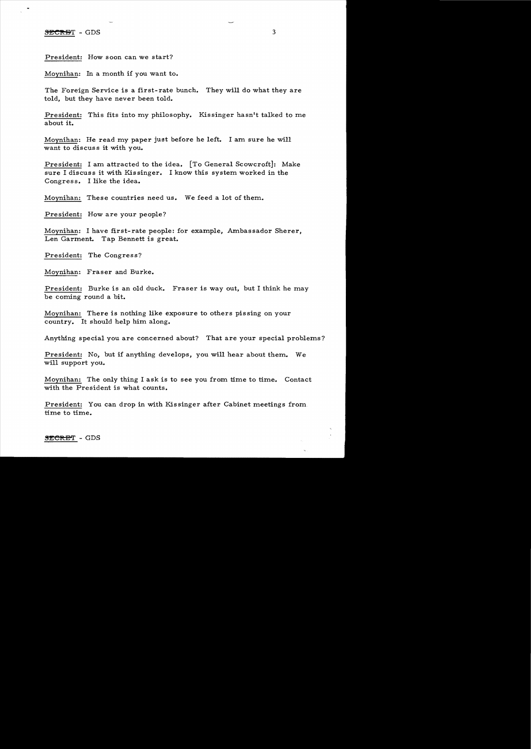President: How soon can we start?

Moynihan: In a month if you want to.

The Foreign Service is a first-rate bunch. They will do what they are told, but they have never been told.

President: This fits into my philosophy. Kissinger hasn't talked to me about it.

Moynihan: He read my paper just before he left. I am sure he will want to discuss it with you.

President: I am attracted to the idea. [To General Scowcroft]: Make sure I discuss it with Kissinger. I know this system worked in the Congress. I like the idea.

Moynihan: These countries need us. We feed a lot of them.

President: How are your people?

Moynihan: I have first-rate people: for example, Ambassador Sherer, Len Garment. Tap Bennett is great.

President: The Congress?

Moynihan: Fraser and Burke.

President: Burke is an old duck. Fraser is way out, but I think he may be coming round a bit.

Moynihan: There is nothing like exposure to others pissing on your country. It should help him along.

Anything special you are concerned about? That are your special problems?

President: No, but if anything develops, you will hear about them. We will support you.

Moynihan: The only thing I ask is to see you from time to time. Contact with the President is what counts.

President: You can drop in with Kissinger after Cabinet meetings from time to time.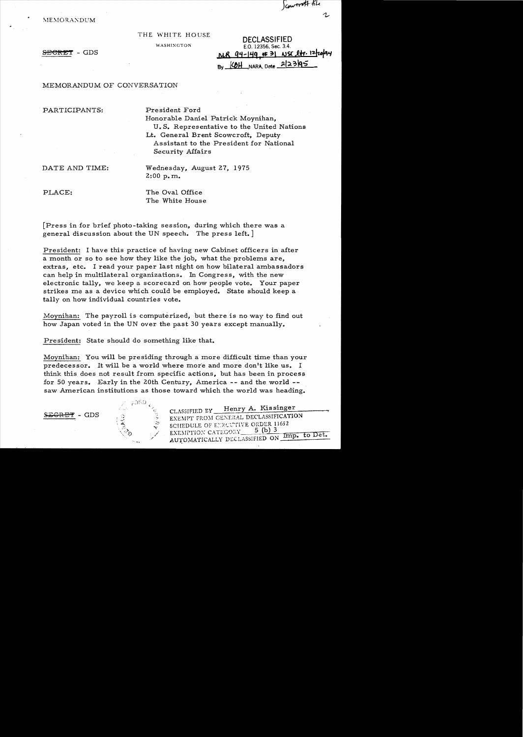MEMORANDUM

Scowcroft file

THE WHITE HOUSE

WASHINGTON

~~SECRET~~ - GDS

DECLASSIFIED
E.O. 12356, Sec. 3.4.
MR 94-149, #31 NSC ltr. 12/20/94
By KBH NARA, Date 2/23/95

MEMORANDUM OF CONVERSATION

PARTICIPANTS: President Ford
Honorable Daniel Patrick Moynihan, U.S. Representative to the United Nations
Lt. General Brent Scowcroft, Deputy Assistant to the President for National Security Affairs

DATE AND TIME: Wednesday, August 27, 1975
2:00 p.m.

PLACE: The Oval Office
The White House

[Press in for brief photo-taking session, during which there was a general discussion about the UN speech. The press left.]

President: I have this practice of having new Cabinet officers in after a month or so to see how they like the job, what the problems are, extras, etc. I read your paper last night on how bilateral ambassadors can help in multilateral organizations. In Congress, with the new electronic tally, we keep a scorecard on how people vote. Your paper strikes me as a device which could be employed. State should keep a tally on how individual countries vote.

Moynihan: The payroll is computerized, but there is no way to find out how Japan voted in the UN over the past 30 years except manually.

President: State should do something like that.

Moynihan: You will be presiding through a more difficult time than your predecessor. It will be a world where more and more don't like us. I think this does not result from specific actions, but has been in process for 50 years. Early in the 20th Century, America -- and the world -- saw American institutions as those toward which the world was heading.

~~SECRET~~ - GDS

CLASSIFIED BY Henry A. Kissinger
EXEMPT FROM GENERAL DECLASSIFICATION SCHEDULE OF EXECUTIVE ORDER 11652
EXEMPTION CATEGORY 5 (b) 3
AUTOMATICALLY DECLASSIFIED ON Imp. to Det.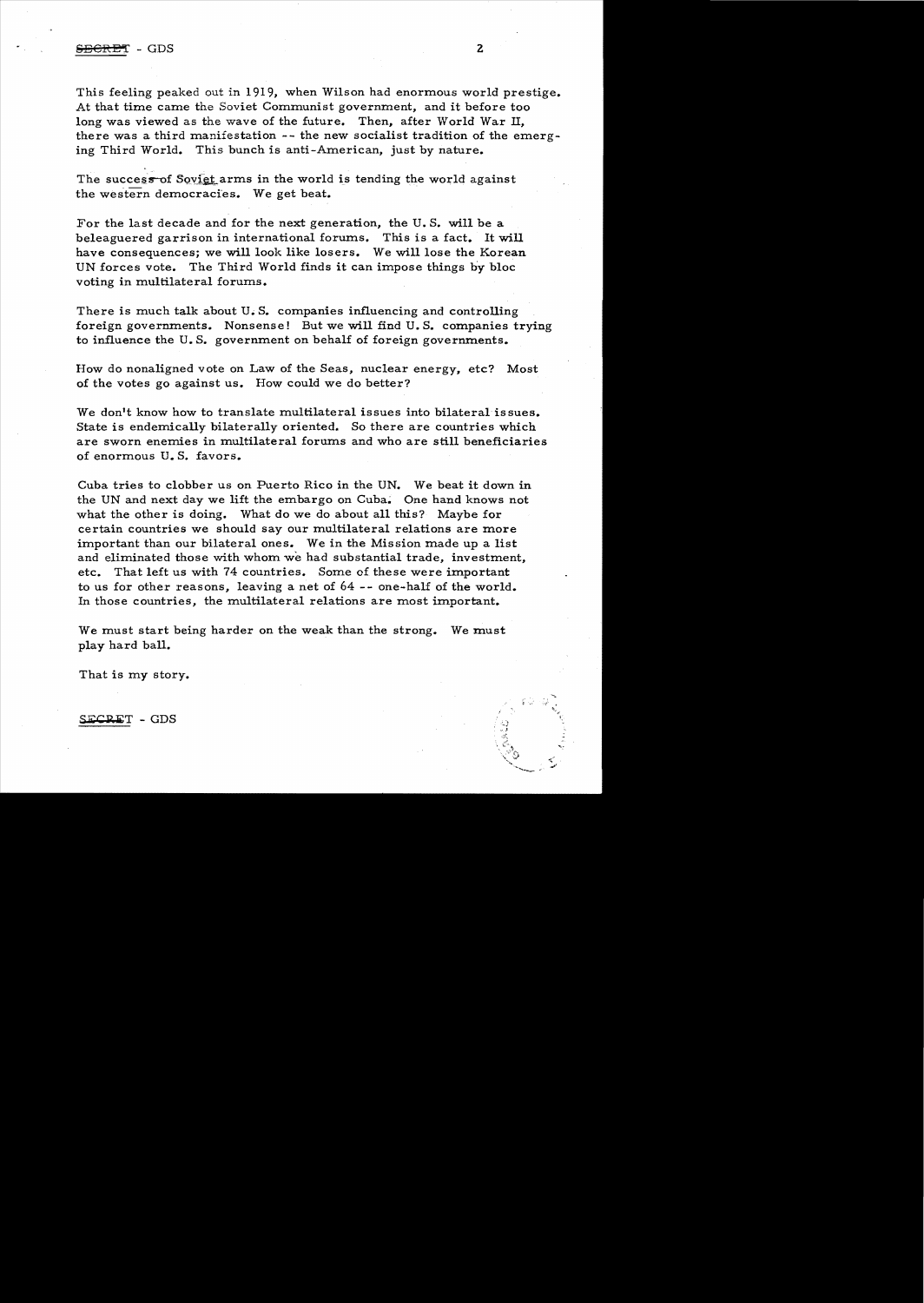This feeling peaked out in 1919, when Wilson had enormous world prestige. At that time came the Soviet Communist government, and it before too long was viewed as the wave of the future. Then, after World War II, there was a third manifestation -- the new socialist tradition of the emerging Third World. This bunch is anti-American, just by nature.

The success of Soviet arms in the world is tending the world against the western democracies. We get beat.

For the last decade and for the next generation, the U. S. will be a beleaguered garrison in international forums. This is a fact. It will have consequences; we will look like losers. We will lose the Korean UN forces vote. The Third World finds it can impose things by bloc voting in multilateral forums.

There is much talk about U. S. companies influencing and controlling foreign governments. Nonsense! But we will find U. S. companies trying to influence the U. S. government on behalf of foreign governments.

How do nonaligned vote on Law of the Seas, nuclear energy, etc? Most of the votes go against us. How could we do better?

We don't know how to translate multilateral issues into bilateral issues. State is endemically bilaterally oriented. So there are countries which are sworn enemies in multilateral forums and who are still beneficiaries of enormous U. S. favors.

Cuba tries to clobber us on Puerto Rico in the UN. We beat it down in the UN and next day we lift the embargo on Cuba. One hand knows not what the other is doing. What do we do about all this? Maybe for certain countries we should say our multilateral relations are more important than our bilateral ones. We in the Mission made up a list and eliminated those with whom we had substantial trade, investment, etc. That left us with 74 countries. Some of these were important to us for other reasons, leaving a net of 64 -- one-half of the world. In those countries, the multilateral relations are most important.

We must start being harder on the weak than the strong. We must play hard ball.

That is my story.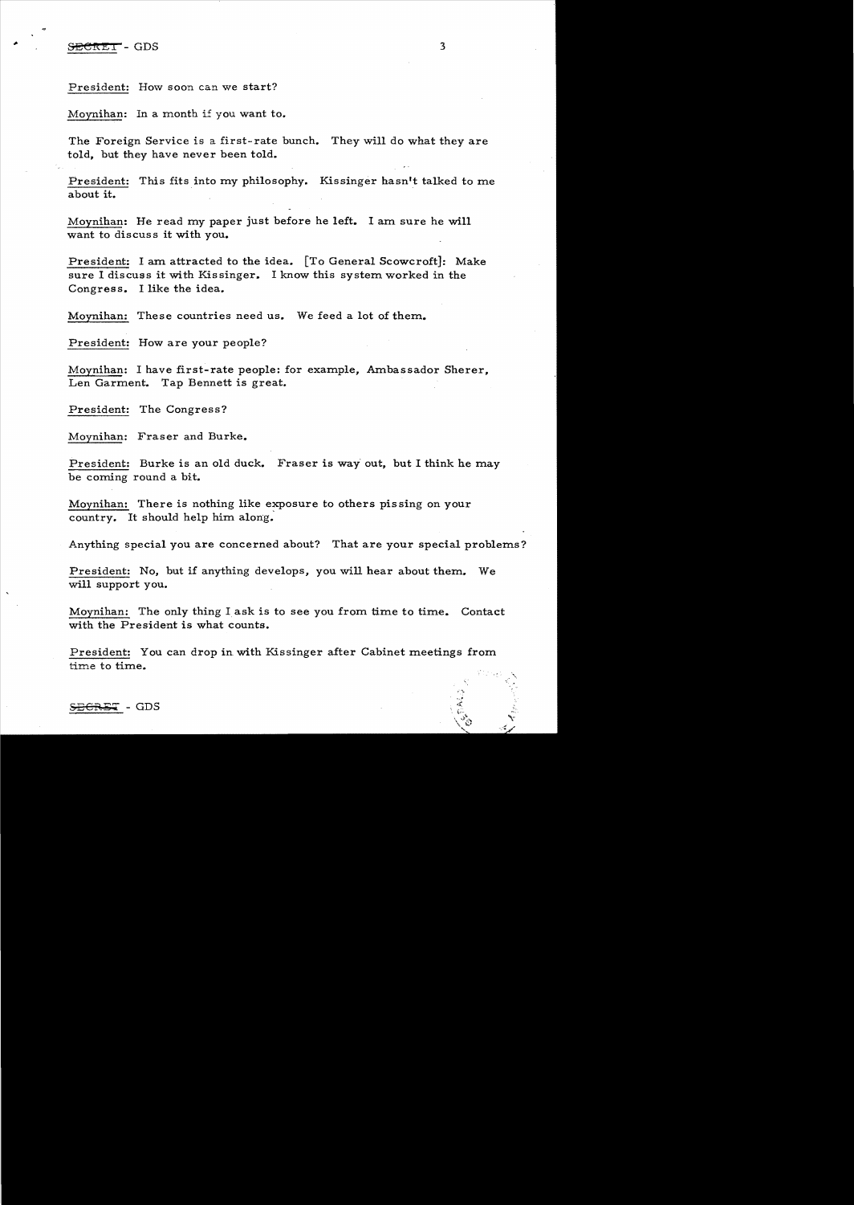President: How soon can we start?

Moynihan: In a month if you want to.

The Foreign Service is a first-rate bunch. They will do what they are told, but they have never been told.

President: This fits into my philosophy. Kissinger hasn't talked to me about it.

Moynihan: He read my paper just before he left. I am sure he will want to discuss it with you.

President: I am attracted to the idea. [To General Scowcroft]: Make sure I discuss it with Kissinger. I know this system worked in the Congress. I like the idea.

Moynihan: These countries need us. We feed a lot of them.

President: How are your people?

Moynihan: I have first-rate people: for example, Ambassador Sherer, Len Garment. Tap Bennett is great.

President: The Congress?

Moynihan: Fraser and Burke.

President: Burke is an old duck. Fraser is way out, but I think he may be coming round a bit.

Moynihan: There is nothing like exposure to others pissing on your country. It should help him along.

Anything special you are concerned about? That are your special problems?

President: No, but if anything develops, you will hear about them. We will support you.

Moynihan: The only thing I ask is to see you from time to time. Contact with the President is what counts.

President: You can drop in with Kissinger after Cabinet meetings from time to time.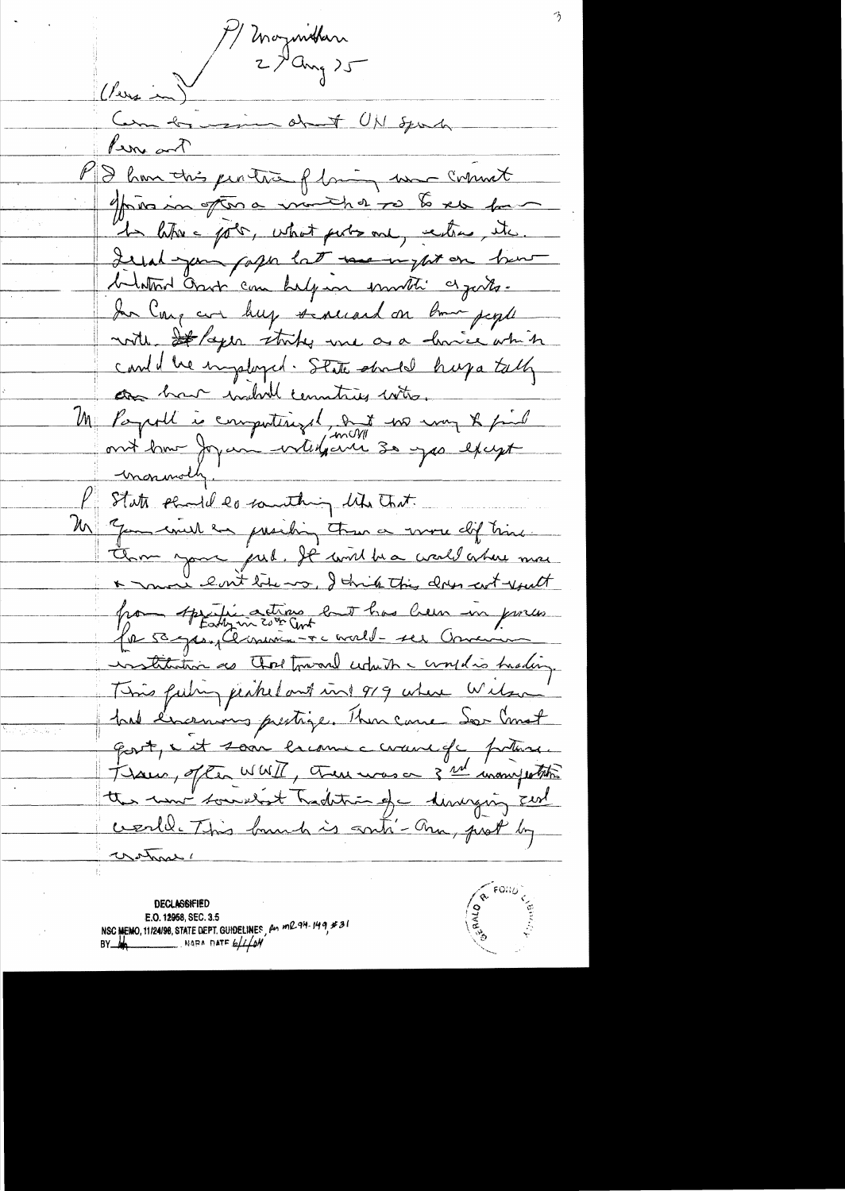P/ Moynihan
27 Aug 75

(Press in)

Came by ... about UN Speech

Press out

P I have this practice of bringing new Cabinet officers in after a month or so to see how things are going, what problems, etc. I read your paper last night on how bilateral contacts can help in multilateral areas. In Cong we keep scorecard on how people vote. Paper strikes me as a device which could be employed. State should keep a tally on how individual countries vote.

M Payroll is computerized, but no way to find out how Japan voted over 30 years except manually.

P State should do something like that.

M Your will be pushing them a more difficult time than your pred. It will be a world where more & more don't like us. I think this does not result from specific actions but has been in process for 50 years. Early in 20th Cent Communist world set Communist institutions as their toward which a world is heading. This feeling peaked out in 919 where Wilson had enormous prestige. Then came Sov Communist Govt, & it soon became a wave of future. Then, after WWII, there was a 3rd manifestation the new socialist tradition of emerging 3rd world. This bunch is anti-Am, partly by nature.

DECLASSIFIED
E.O. 12958, SEC. 3.5
NSC MEMO, 11/24/98, STATE DEPT. GUIDELINES, per MR 99-149 #31
BY ___ NARA DATE 6/1/04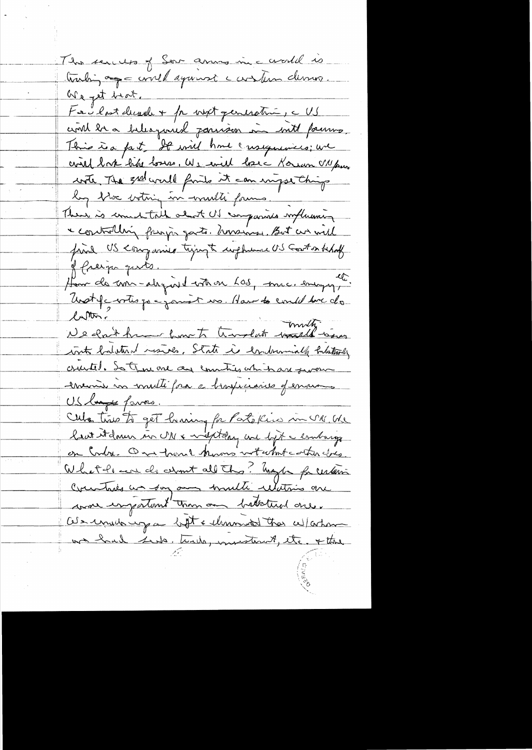The success of Sov anns in the world is turning opp. world against the western democs.
We get beat.
For last decade & for next generation, the US will be a beleaguered garrison in intl forums.
This is a fact. It will have consequences; we will look like losers. We will lose Korean UN forum vote. The 3rd world finds it can impose things by bloc voting in multi forums.
There is much talk about US companies influencing & controlling foreign gov'ts. Nonsense. But we will find US companies trying to influence US Gov't on behalf of foreign gov'ts.
How do non-aligned vote on LOS, mne, energy, etc.
What if we vote for or against us. How do could we do better?
We don't know how to translate multi issues into bilateral issues. State is bureaucratically bilaterally oriented. So there are countries which are given enormous in multi fora & beneficiaries of enormous US large favors.
Cuba tries to get hearing for Puerto Rico in UN. We beat it down in UN & next day we lift the embargo on Cuba. One hand knows not what other does.
What do we do about all this? Maybe for certain countries we say our multi relations are more important than our bilateral ones.
We must identify the list & eliminate those w/whom we had trade, trade, investment, etc. & these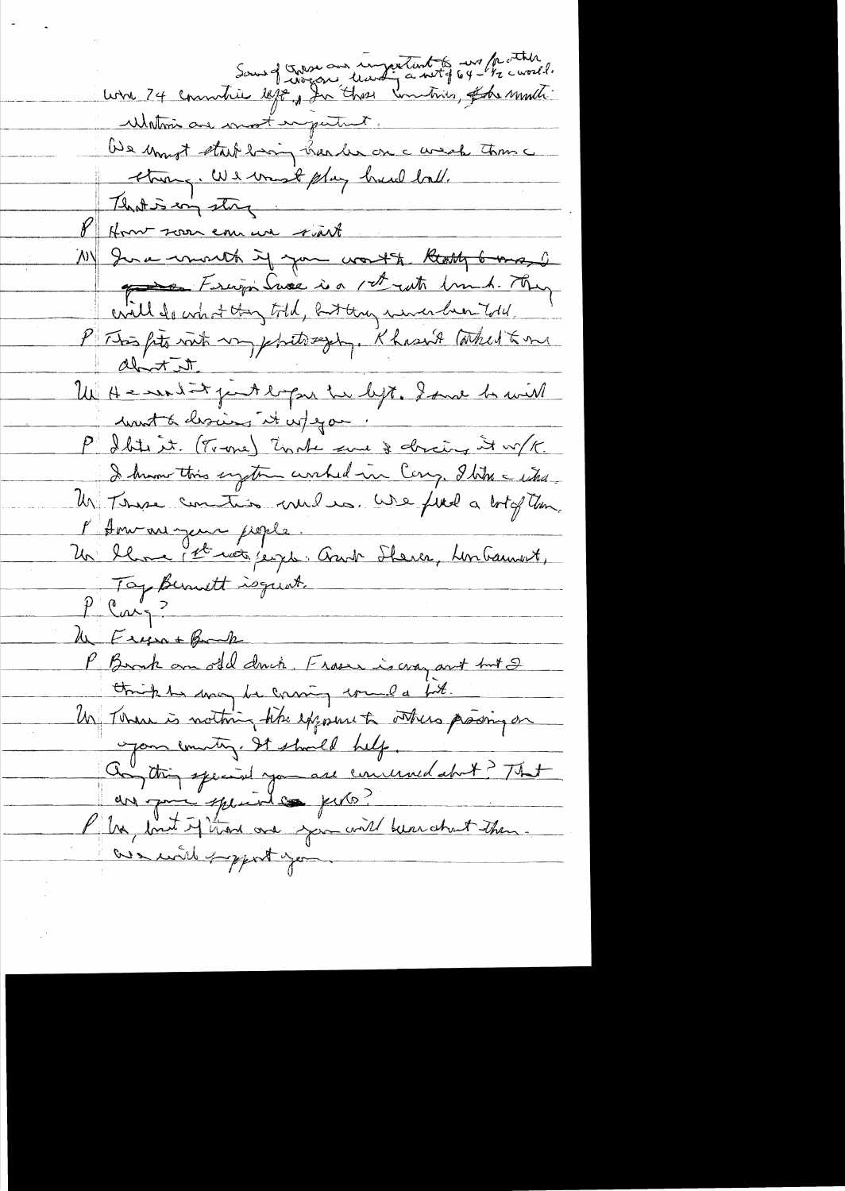Some of these are important to us for other
reasons having a vote of 64-1/2 world.
were 74 countries left, In these countries, the smaller
Nations are most important.

We must start being harder on a weak than a
strong. We must play hard ball.

That is my story.

P How soon can we start

M In a month if you want to. Ready by ~~~~. O
Foreign Service is a 1st rate band. They
will do what they told, but they never been told.

P This fits with my philosophy. K hasn't talked to me
about it.

M He said it just before he left. I said he will
want to discuss it w/you.

P I like it. (Trans) Invite some & discuss it w/K.
I know this system worked in Cong. I like a idea.

M These countries need us. We fund a lot of them.

P How are your people.

M I have 1st rate people. Grant Sharer, Lon Cannon,
Tap Bennett is great.

P Cong?

M Fraser + Bunk

P Bunk an old duck. Fraser is crazy and but I
think he may be coming around a bit.

M There is nothing like exposure to others passing on
your country. It should help.

Anything special you are concerned about? That
are your special ~~~~ pets?

P No, but if there are you will hear about them.
We will support you.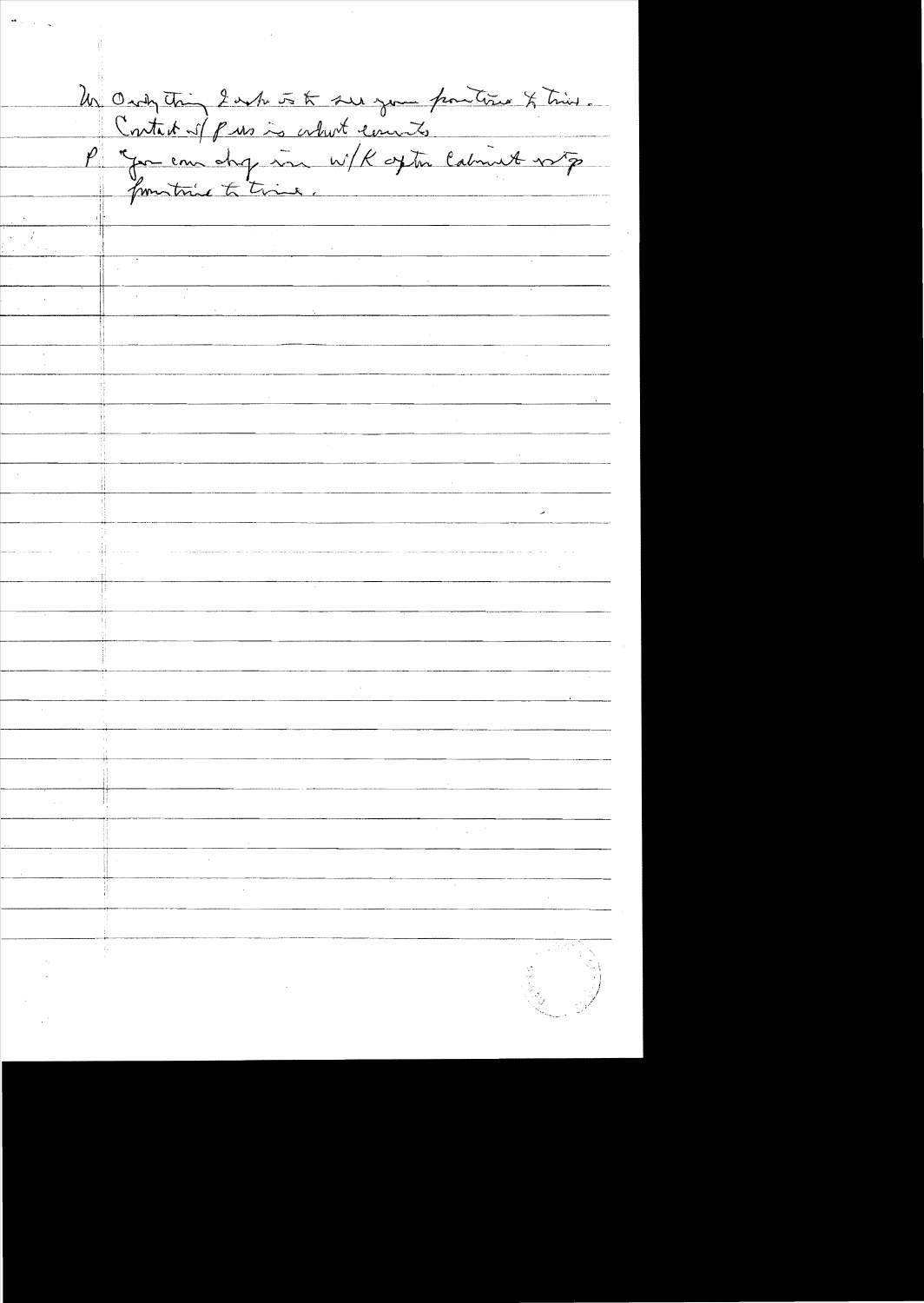Un Only thing I ask is to see you from time to time.
Contact w/ Pres is what counts.

P You can drop in w/K after Cabinet mtgs from time to time.